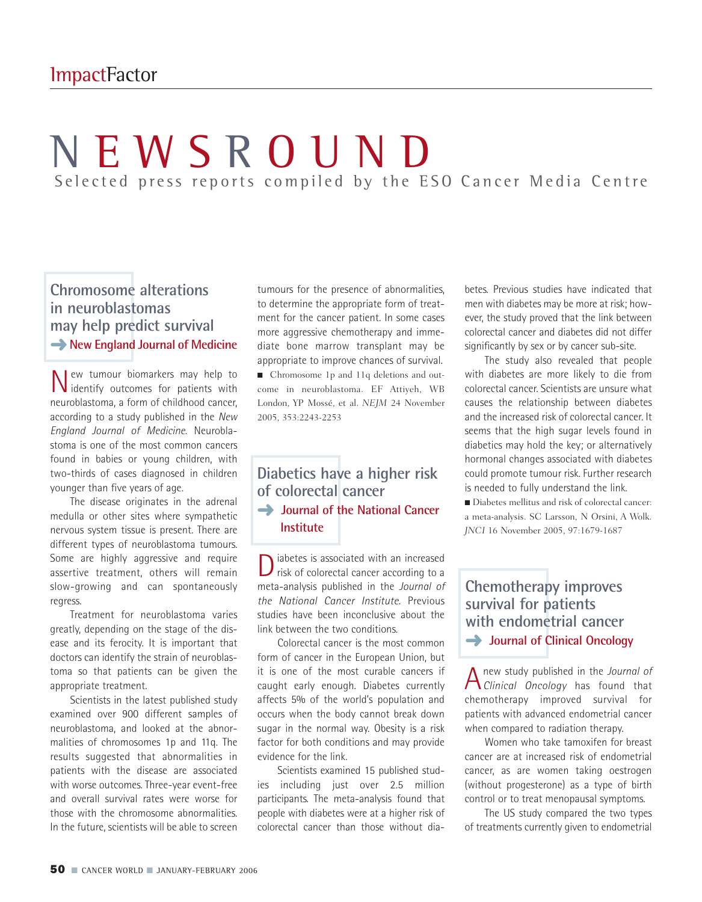# NEWSROUND

Selected press reports compiled by the ESO Cancer Media Centre

## Chromosome alterations in neuroblastomas may help predict survival

➜ New England Journal of Medicine

New tumour biomarkers may help to identify outcomes for patients with neuroblastoma, a form of childhood cancer, according to a study published in the *New England Journal of Medicine*. Neuroblastoma is one of the most common cancers found in babies or young children, with two-thirds of cases diagnosed in children younger than five years of age.

The disease originates in the adrenal medulla or other sites where sympathetic nervous system tissue is present. There are different types of neuroblastoma tumours. Some are highly aggressive and require assertive treatment, others will remain slow-growing and can spontaneously regress.

Treatment for neuroblastoma varies greatly, depending on the stage of the disease and its ferocity. It is important that doctors can identify the strain of neuroblastoma so that patients can be given the appropriate treatment.

Scientists in the latest published study examined over 900 different samples of neuroblastoma, and looked at the abnormalities of chromosomes 1p and 11q. The results suggested that abnormalities in patients with the disease are associated with worse outcomes. Three-year event-free and overall survival rates were worse for those with the chromosome abnormalities. In the future, scientists will be able to screen tumours for the presence of abnormalities, to determine the appropriate form of treatment for the cancer patient. In some cases more aggressive chemotherapy and immediate bone marrow transplant may be appropriate to improve chances of survival.

■ Chromosome 1p and 11q deletions and outcome in neuroblastoma. EF Attiyeh, WB London, YP Mossé, et al. *NEJM* 24 November 2005, 353:2243-2253

## Diabetics have a higher risk of colorectal cancer

➜ Journal of the National Cancer Institute

Diabetes is associated with an increased risk of colorectal cancer according to a meta-analysis published in the *Journal of the National Cancer Institute*. Previous studies have been inconclusive about the link between the two conditions.

Colorectal cancer is the most common form of cancer in the European Union, but it is one of the most curable cancers if caught early enough. Diabetes currently affects 5% of the world's population and occurs when the body cannot break down sugar in the normal way. Obesity is a risk factor for both conditions and may provide evidence for the link.

Scientists examined 15 published studies including just over 2.5 million participants. The meta-analysis found that people with diabetes were at a higher risk of colorectal cancer than those without diabetes. Previous studies have indicated that men with diabetes may be more at risk; however, the study proved that the link between colorectal cancer and diabetes did not differ significantly by sex or by cancer sub-site.

The study also revealed that people with diabetes are more likely to die from colorectal cancer. Scientists are unsure what causes the relationship between diabetes and the increased risk of colorectal cancer. It seems that the high sugar levels found in diabetics may hold the key; or alternatively hormonal changes associated with diabetes could promote tumour risk. Further research is needed to fully understand the link.

■ Diabetes mellitus and risk of colorectal cancer: a meta-analysis. SC Larsson, N Orsini, A Wolk. *JNCI* 16 November 2005, 97:1679-1687

## Chemotherapy improves survival for patients with endometrial cancer

➜ Journal of Clinical Oncology

A new study published in the *Journal of Clinical Oncology* has found that chemotherapy improved survival for patients with advanced endometrial cancer when compared to radiation therapy.

Women who take tamoxifen for breast cancer are at increased risk of endometrial cancer, as are women taking oestrogen (without progesterone) as a type of birth control or to treat menopausal symptoms.

The US study compared the two types of treatments currently given to endometrial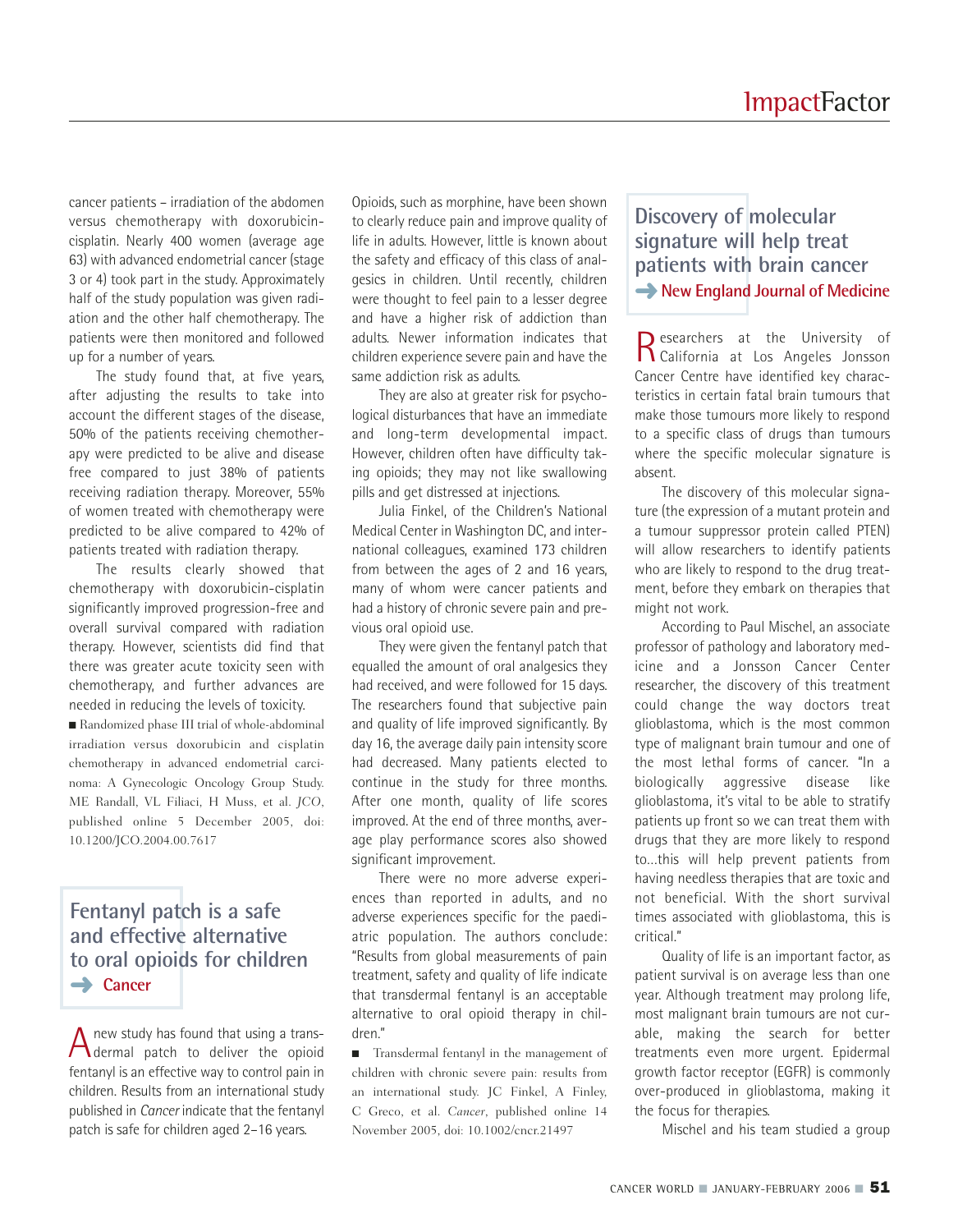cancer patients – irradiation of the abdomen versus chemotherapy with doxorubicin-cisplatin. Nearly 400 women (average age 63) with advanced endometrial cancer (stage 3 or 4) took part in the study. Approximately half of the study population was given radiation and the other half chemotherapy. The patients were then monitored and followed up for a number of years.

The study found that, at five years, after adjusting the results to take into account the different stages of the disease, 50% of the patients receiving chemotherapy were predicted to be alive and disease free compared to just 38% of patients receiving radiation therapy. Moreover, 55% of women treated with chemotherapy were predicted to be alive compared to 42% of patients treated with radiation therapy.

The results clearly showed that chemotherapy with doxorubicin-cisplatin significantly improved progression-free and overall survival compared with radiation therapy. However, scientists did find that there was greater acute toxicity seen with chemotherapy, and further advances are needed in reducing the levels of toxicity.

■ Randomized phase III trial of whole-abdominal irradiation versus doxorubicin and cisplatin chemotherapy in advanced endometrial carcinoma: A Gynecologic Oncology Group Study. ME Randall, VL Filiaci, H Muss, et al. *JCO*, published online 5 December 2005, doi: 10.1200/JCO.2004.00.7617

## Fentanyl patch is a safe and effective alternative to oral opioids for children

➜ **Cancer**

A new study has found that using a transdermal patch to deliver the opioid fentanyl is an effective way to control pain in children. Results from an international study published in *Cancer* indicate that the fentanyl patch is safe for children aged 2–16 years.

Opioids, such as morphine, have been shown to clearly reduce pain and improve quality of life in adults. However, little is known about the safety and efficacy of this class of analgesics in children. Until recently, children were thought to feel pain to a lesser degree and have a higher risk of addiction than adults. Newer information indicates that children experience severe pain and have the same addiction risk as adults.

They are also at greater risk for psychological disturbances that have an immediate and long-term developmental impact. However, children often have difficulty taking opioids; they may not like swallowing pills and get distressed at injections.

Julia Finkel, of the Children's National Medical Center in Washington DC, and international colleagues, examined 173 children from between the ages of 2 and 16 years, many of whom were cancer patients and had a history of chronic severe pain and previous oral opioid use.

They were given the fentanyl patch that equalled the amount of oral analgesics they had received, and were followed for 15 days. The researchers found that subjective pain and quality of life improved significantly. By day 16, the average daily pain intensity score had decreased. Many patients elected to continue in the study for three months. After one month, quality of life scores improved. At the end of three months, average play performance scores also showed significant improvement.

There were no more adverse experiences than reported in adults, and no adverse experiences specific for the paediatric population. The authors conclude: "Results from global measurements of pain treatment, safety and quality of life indicate that transdermal fentanyl is an acceptable alternative to oral opioid therapy in children."

■ Transdermal fentanyl in the management of children with chronic severe pain: results from an international study. JC Finkel, A Finley, C Greco, et al. *Cancer*, published online 14 November 2005, doi: 10.1002/cncr.21497

## Discovery of molecular signature will help treat patients with brain cancer

➜ **New England Journal of Medicine**

Researchers at the University of California at Los Angeles Jonsson Cancer Centre have identified key characteristics in certain fatal brain tumours that make those tumours more likely to respond to a specific class of drugs than tumours where the specific molecular signature is absent.

The discovery of this molecular signature (the expression of a mutant protein and a tumour suppressor protein called PTEN) will allow researchers to identify patients who are likely to respond to the drug treatment, before they embark on therapies that might not work.

According to Paul Mischel, an associate professor of pathology and laboratory medicine and a Jonsson Cancer Center researcher, the discovery of this treatment could change the way doctors treat glioblastoma, which is the most common type of malignant brain tumour and one of the most lethal forms of cancer. "In a biologically aggressive disease like glioblastoma, it's vital to be able to stratify patients up front so we can treat them with drugs that they are more likely to respond to…this will help prevent patients from having needless therapies that are toxic and not beneficial. With the short survival times associated with glioblastoma, this is critical."

Quality of life is an important factor, as patient survival is on average less than one year. Although treatment may prolong life, most malignant brain tumours are not curable, making the search for better treatments even more urgent. Epidermal growth factor receptor (EGFR) is commonly over-produced in glioblastoma, making it the focus for therapies.

Mischel and his team studied a group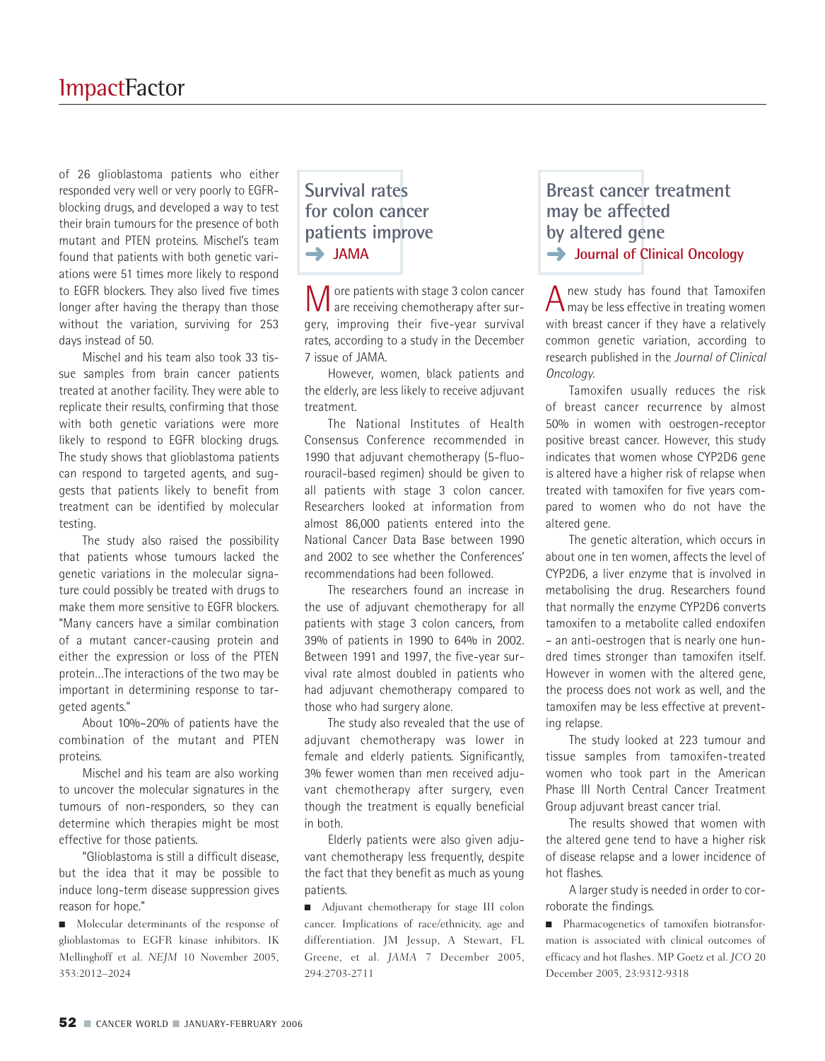of 26 glioblastoma patients who either responded very well or very poorly to EGFR-blocking drugs, and developed a way to test their brain tumours for the presence of both mutant and PTEN proteins. Mischel's team found that patients with both genetic variations were 51 times more likely to respond to EGFR blockers. They also lived five times longer after having the therapy than those without the variation, surviving for 253 days instead of 50.

Mischel and his team also took 33 tissue samples from brain cancer patients treated at another facility. They were able to replicate their results, confirming that those with both genetic variations were more likely to respond to EGFR blocking drugs. The study shows that glioblastoma patients can respond to targeted agents, and suggests that patients likely to benefit from treatment can be identified by molecular testing.

The study also raised the possibility that patients whose tumours lacked the genetic variations in the molecular signature could possibly be treated with drugs to make them more sensitive to EGFR blockers. "Many cancers have a similar combination of a mutant cancer-causing protein and either the expression or loss of the PTEN protein…The interactions of the two may be important in determining response to targeted agents."

About 10%–20% of patients have the combination of the mutant and PTEN proteins.

Mischel and his team are also working to uncover the molecular signatures in the tumours of non-responders, so they can determine which therapies might be most effective for those patients.

"Glioblastoma is still a difficult disease, but the idea that it may be possible to induce long-term disease suppression gives reason for hope."

■ Molecular determinants of the response of glioblastomas to EGFR kinase inhibitors. IK Mellinghoff et al. *NEJM* 10 November 2005, 353:2012–2024

## Survival rates for colon cancer patients improve

➜ **JAMA**

More patients with stage 3 colon cancer are receiving chemotherapy after surgery, improving their five-year survival rates, according to a study in the December 7 issue of JAMA.

However, women, black patients and the elderly, are less likely to receive adjuvant treatment.

The National Institutes of Health Consensus Conference recommended in 1990 that adjuvant chemotherapy (5-fluorouracil-based regimen) should be given to all patients with stage 3 colon cancer. Researchers looked at information from almost 86,000 patients entered into the National Cancer Data Base between 1990 and 2002 to see whether the Conferences' recommendations had been followed.

The researchers found an increase in the use of adjuvant chemotherapy for all patients with stage 3 colon cancers, from 39% of patients in 1990 to 64% in 2002. Between 1991 and 1997, the five-year survival rate almost doubled in patients who had adjuvant chemotherapy compared to those who had surgery alone.

The study also revealed that the use of adjuvant chemotherapy was lower in female and elderly patients. Significantly, 3% fewer women than men received adjuvant chemotherapy after surgery, even though the treatment is equally beneficial in both.

Elderly patients were also given adjuvant chemotherapy less frequently, despite the fact that they benefit as much as young patients.

■ Adjuvant chemotherapy for stage III colon cancer. Implications of race/ethnicity, age and differentiation. JM Jessup, A Stewart, FL Greene, et al. *JAMA* 7 December 2005, 294:2703-2711

## Breast cancer treatment may be affected by altered gene

➜ **Journal of Clinical Oncology**

A new study has found that Tamoxifen may be less effective in treating women with breast cancer if they have a relatively common genetic variation, according to research published in the *Journal of Clinical Oncology*.

Tamoxifen usually reduces the risk of breast cancer recurrence by almost 50% in women with oestrogen-receptor positive breast cancer. However, this study indicates that women whose CYP2D6 gene is altered have a higher risk of relapse when treated with tamoxifen for five years compared to women who do not have the altered gene.

The genetic alteration, which occurs in about one in ten women, affects the level of CYP2D6, a liver enzyme that is involved in metabolising the drug. Researchers found that normally the enzyme CYP2D6 converts tamoxifen to a metabolite called endoxifen – an anti-oestrogen that is nearly one hundred times stronger than tamoxifen itself. However in women with the altered gene, the process does not work as well, and the tamoxifen may be less effective at preventing relapse.

The study looked at 223 tumour and tissue samples from tamoxifen-treated women who took part in the American Phase III North Central Cancer Treatment Group adjuvant breast cancer trial.

The results showed that women with the altered gene tend to have a higher risk of disease relapse and a lower incidence of hot flashes.

A larger study is needed in order to corroborate the findings.

■ Pharmacogenetics of tamoxifen biotransformation is associated with clinical outcomes of efficacy and hot flashes. MP Goetz et al. *JCO* 20 December 2005, 23:9312-9318